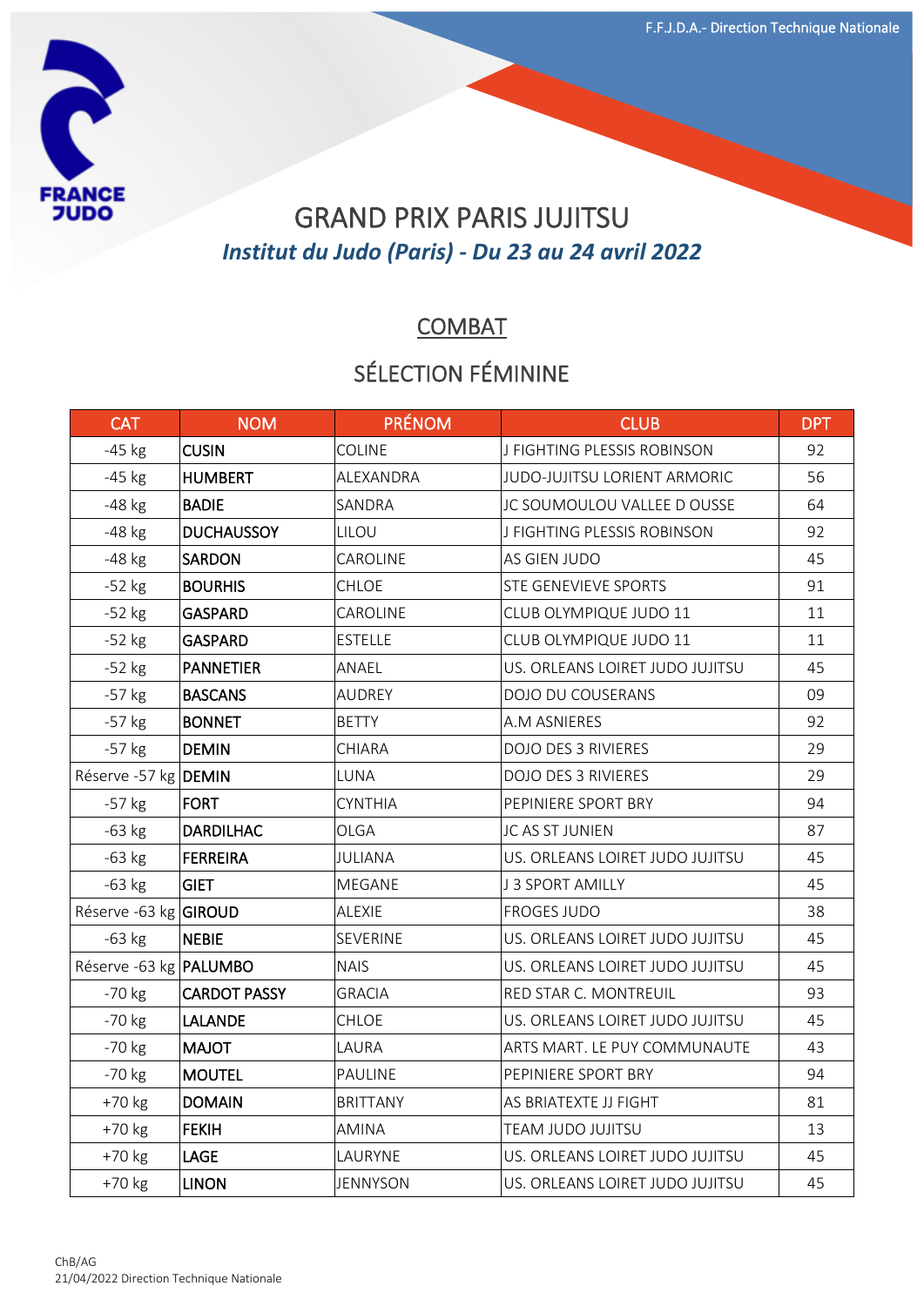# GRAND PRIX PARIS JUJITSU

***Institut du Judo (Paris) - Du 23 au 24 avril 2022***

## COMBAT

## SÉLECTION FÉMININE

| CAT | NOM | PRÉNOM | CLUB | DPT |
|---|---|---|---|---|
| -45 kg | **CUSIN** | COLINE | J FIGHTING PLESSIS ROBINSON | 92 |
| -45 kg | **HUMBERT** | ALEXANDRA | JUDO-JUJITSU LORIENT ARMORIC | 56 |
| -48 kg | **BADIE** | SANDRA | JC SOUMOULOU VALLEE D OUSSE | 64 |
| -48 kg | **DUCHAUSSOY** | LILOU | J FIGHTING PLESSIS ROBINSON | 92 |
| -48 kg | **SARDON** | CAROLINE | AS GIEN JUDO | 45 |
| -52 kg | **BOURHIS** | CHLOE | STE GENEVIEVE SPORTS | 91 |
| -52 kg | **GASPARD** | CAROLINE | CLUB OLYMPIQUE JUDO 11 | 11 |
| -52 kg | **GASPARD** | ESTELLE | CLUB OLYMPIQUE JUDO 11 | 11 |
| -52 kg | **PANNETIER** | ANAEL | US. ORLEANS LOIRET JUDO JUJITSU | 45 |
| -57 kg | **BASCANS** | AUDREY | DOJO DU COUSERANS | 09 |
| -57 kg | **BONNET** | BETTY | A.M ASNIERES | 92 |
| -57 kg | **DEMIN** | CHIARA | DOJO DES 3 RIVIERES | 29 |
| Réserve -57 kg | **DEMIN** | LUNA | DOJO DES 3 RIVIERES | 29 |
| -57 kg | **FORT** | CYNTHIA | PEPINIERE SPORT BRY | 94 |
| -63 kg | **DARDILHAC** | OLGA | JC AS ST JUNIEN | 87 |
| -63 kg | **FERREIRA** | JULIANA | US. ORLEANS LOIRET JUDO JUJITSU | 45 |
| -63 kg | **GIET** | MEGANE | J 3 SPORT AMILLY | 45 |
| Réserve -63 kg | **GIROUD** | ALEXIE | FROGES JUDO | 38 |
| -63 kg | **NEBIE** | SEVERINE | US. ORLEANS LOIRET JUDO JUJITSU | 45 |
| Réserve -63 kg | **PALUMBO** | NAIS | US. ORLEANS LOIRET JUDO JUJITSU | 45 |
| -70 kg | **CARDOT PASSY** | GRACIA | RED STAR C. MONTREUIL | 93 |
| -70 kg | **LALANDE** | CHLOE | US. ORLEANS LOIRET JUDO JUJITSU | 45 |
| -70 kg | **MAJOT** | LAURA | ARTS MART. LE PUY COMMUNAUTE | 43 |
| -70 kg | **MOUTEL** | PAULINE | PEPINIERE SPORT BRY | 94 |
| +70 kg | **DOMAIN** | BRITTANY | AS BRIATEXTE JJ FIGHT | 81 |
| +70 kg | **FEKIH** | AMINA | TEAM JUDO JUJITSU | 13 |
| +70 kg | **LAGE** | LAURYNE | US. ORLEANS LOIRET JUDO JUJITSU | 45 |
| +70 kg | **LINON** | JENNYSON | US. ORLEANS LOIRET JUDO JUJITSU | 45 |

ChB/AG
21/04/2022 Direction Technique Nationale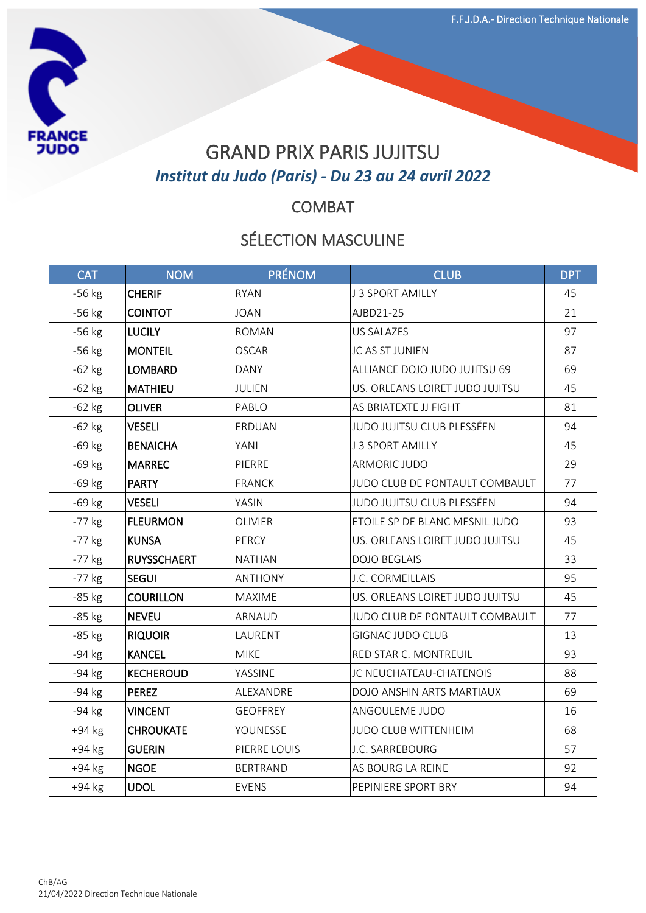# GRAND PRIX PARIS JUJITSU

***Institut du Judo (Paris) - Du 23 au 24 avril 2022***

## COMBAT

## SÉLECTION MASCULINE

| CAT | NOM | PRÉNOM | CLUB | DPT |
|---|---|---|---|---|
| -56 kg | **CHERIF** | RYAN | J 3 SPORT AMILLY | 45 |
| -56 kg | **COINTOT** | JOAN | AJBD21-25 | 21 |
| -56 kg | **LUCILY** | ROMAN | US SALAZES | 97 |
| -56 kg | **MONTEIL** | OSCAR | JC AS ST JUNIEN | 87 |
| -62 kg | **LOMBARD** | DANY | ALLIANCE DOJO JUDO JUJITSU 69 | 69 |
| -62 kg | **MATHIEU** | JULIEN | US. ORLEANS LOIRET JUDO JUJITSU | 45 |
| -62 kg | **OLIVER** | PABLO | AS BRIATEXTE JJ FIGHT | 81 |
| -62 kg | **VESELI** | ERDUAN | JUDO JUJITSU CLUB PLESSÉEN | 94 |
| -69 kg | **BENAICHA** | YANI | J 3 SPORT AMILLY | 45 |
| -69 kg | **MARREC** | PIERRE | ARMORIC JUDO | 29 |
| -69 kg | **PARTY** | FRANCK | JUDO CLUB DE PONTAULT COMBAULT | 77 |
| -69 kg | **VESELI** | YASIN | JUDO JUJITSU CLUB PLESSÉEN | 94 |
| -77 kg | **FLEURMON** | OLIVIER | ETOILE SP DE BLANC MESNIL JUDO | 93 |
| -77 kg | **KUNSA** | PERCY | US. ORLEANS LOIRET JUDO JUJITSU | 45 |
| -77 kg | **RUYSSCHAERT** | NATHAN | DOJO BEGLAIS | 33 |
| -77 kg | **SEGUI** | ANTHONY | J.C. CORMEILLAIS | 95 |
| -85 kg | **COURILLON** | MAXIME | US. ORLEANS LOIRET JUDO JUJITSU | 45 |
| -85 kg | **NEVEU** | ARNAUD | JUDO CLUB DE PONTAULT COMBAULT | 77 |
| -85 kg | **RIQUOIR** | LAURENT | GIGNAC JUDO CLUB | 13 |
| -94 kg | **KANCEL** | MIKE | RED STAR C. MONTREUIL | 93 |
| -94 kg | **KECHEROUD** | YASSINE | JC NEUCHATEAU-CHATENOIS | 88 |
| -94 kg | **PEREZ** | ALEXANDRE | DOJO ANSHIN ARTS MARTIAUX | 69 |
| -94 kg | **VINCENT** | GEOFFREY | ANGOULEME JUDO | 16 |
| +94 kg | **CHROUKATE** | YOUNESSE | JUDO CLUB WITTENHEIM | 68 |
| +94 kg | **GUERIN** | PIERRE LOUIS | J.C. SARREBOURG | 57 |
| +94 kg | **NGOE** | BERTRAND | AS BOURG LA REINE | 92 |
| +94 kg | **UDOL** | EVENS | PEPINIERE SPORT BRY | 94 |

ChB/AG
21/04/2022 Direction Technique Nationale